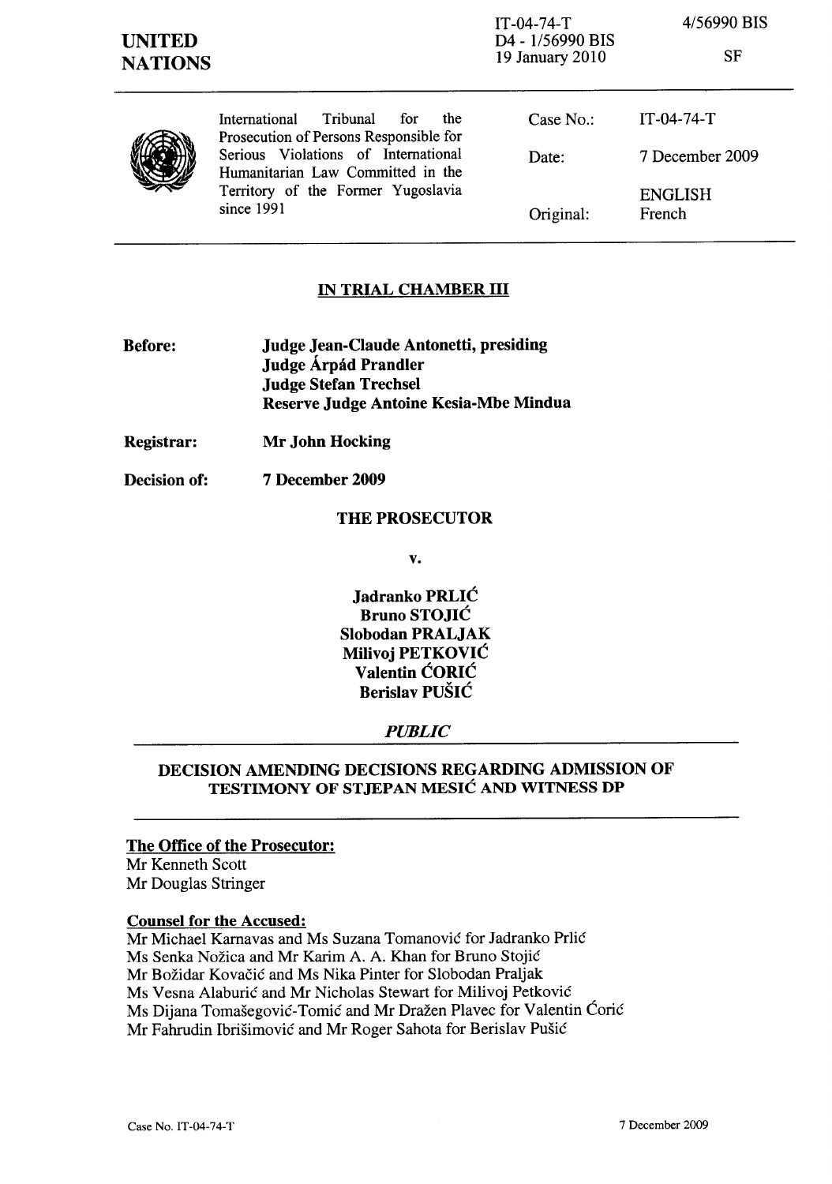**UNITED NATIONS**

IT-04-74-T
D4 - 1/56990 BIS
19 January 2010

4/56990 BIS

SF

| International Tribunal for the Prosecution of Persons Responsible for Serious Violations of International Humanitarian Law Committed in the Territory of the Former Yugoslavia since 1991 | Case No.: | IT-04-74-T |
|---|---|---|
| | Date: | 7 December 2009 |
| | Original: | ENGLISH French |

## IN TRIAL CHAMBER III

**Before:** **Judge Jean-Claude Antonetti, presiding**
**Judge Árpád Prandler**
**Judge Stefan Trechsel**
**Reserve Judge Antoine Kesia-Mbe Mindua**

**Registrar:** **Mr John Hocking**

**Decision of:** **7 December 2009**

**THE PROSECUTOR**

**v.**

**Jadranko PRLIĆ**
**Bruno STOJIĆ**
**Slobodan PRALJAK**
**Milivoj PETKOVIĆ**
**Valentin ĆORIĆ**
**Berislav PUŠIĆ**

***PUBLIC***

## DECISION AMENDING DECISIONS REGARDING ADMISSION OF TESTIMONY OF STJEPAN MESIĆ AND WITNESS DP

**The Office of the Prosecutor:**
Mr Kenneth Scott
Mr Douglas Stringer

**Counsel for the Accused:**
Mr Michael Karnavas and Ms Suzana Tomanović for Jadranko Prlić
Ms Senka Nožica and Mr Karim A. A. Khan for Bruno Stojić
Mr Božidar Kovačić and Ms Nika Pinter for Slobodan Praljak
Ms Vesna Alaburić and Mr Nicholas Stewart for Milivoj Petković
Ms Dijana Tomašegović-Tomić and Mr Dražen Plavec for Valentin Ćorić
Mr Fahrudin Ibrišimović and Mr Roger Sahota for Berislav Pušić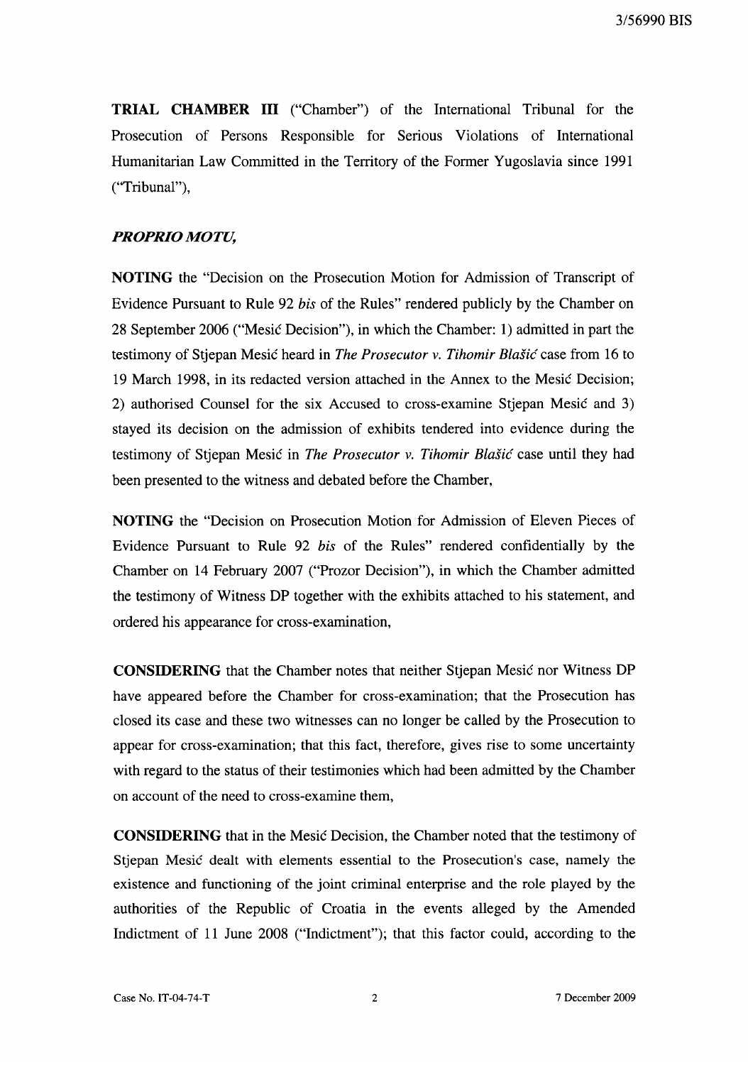**TRIAL CHAMBER III** ("Chamber") of the International Tribunal for the Prosecution of Persons Responsible for Serious Violations of International Humanitarian Law Committed in the Territory of the Former Yugoslavia since 1991 ("Tribunal"),

***PROPRIO MOTU,***

**NOTING** the "Decision on the Prosecution Motion for Admission of Transcript of Evidence Pursuant to Rule 92 *bis* of the Rules" rendered publicly by the Chamber on 28 September 2006 ("Mesić Decision"), in which the Chamber: 1) admitted in part the testimony of Stjepan Mesić heard in *The Prosecutor v. Tihomir Blaškić* case from 16 to 19 March 1998, in its redacted version attached in the Annex to the Mesić Decision; 2) authorised Counsel for the six Accused to cross-examine Stjepan Mesić and 3) stayed its decision on the admission of exhibits tendered into evidence during the testimony of Stjepan Mesić in *The Prosecutor v. Tihomir Blaškić* case until they had been presented to the witness and debated before the Chamber,

**NOTING** the "Decision on Prosecution Motion for Admission of Eleven Pieces of Evidence Pursuant to Rule 92 *bis* of the Rules" rendered confidentially by the Chamber on 14 February 2007 ("Prozor Decision"), in which the Chamber admitted the testimony of Witness DP together with the exhibits attached to his statement, and ordered his appearance for cross-examination,

**CONSIDERING** that the Chamber notes that neither Stjepan Mesić nor Witness DP have appeared before the Chamber for cross-examination; that the Prosecution has closed its case and these two witnesses can no longer be called by the Prosecution to appear for cross-examination; that this fact, therefore, gives rise to some uncertainty with regard to the status of their testimonies which had been admitted by the Chamber on account of the need to cross-examine them,

**CONSIDERING** that in the Mesić Decision, the Chamber noted that the testimony of Stjepan Mesić dealt with elements essential to the Prosecution's case, namely the existence and functioning of the joint criminal enterprise and the role played by the authorities of the Republic of Croatia in the events alleged by the Amended Indictment of 11 June 2008 ("Indictment"); that this factor could, according to the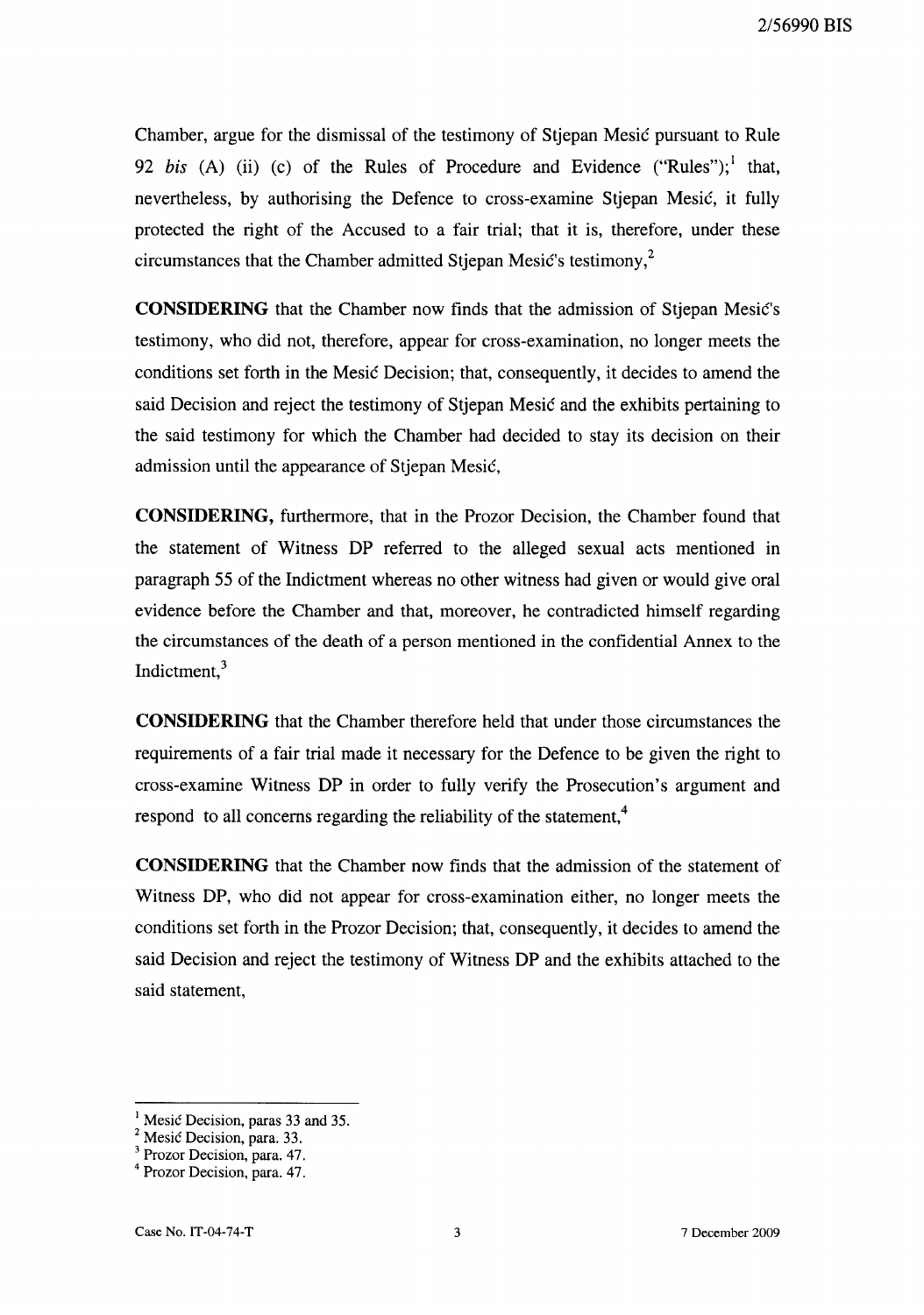Chamber, argue for the dismissal of the testimony of Stjepan Mesić pursuant to Rule 92 *bis* (A) (ii) (c) of the Rules of Procedure and Evidence ("Rules");[1] that, nevertheless, by authorising the Defence to cross-examine Stjepan Mesić, it fully protected the right of the Accused to a fair trial; that it is, therefore, under these circumstances that the Chamber admitted Stjepan Mesić's testimony,[2]

**CONSIDERING** that the Chamber now finds that the admission of Stjepan Mesić's testimony, who did not, therefore, appear for cross-examination, no longer meets the conditions set forth in the Mesić Decision; that, consequently, it decides to amend the said Decision and reject the testimony of Stjepan Mesić and the exhibits pertaining to the said testimony for which the Chamber had decided to stay its decision on their admission until the appearance of Stjepan Mesić,

**CONSIDERING,** furthermore, that in the Prozor Decision, the Chamber found that the statement of Witness DP referred to the alleged sexual acts mentioned in paragraph 55 of the Indictment whereas no other witness had given or would give oral evidence before the Chamber and that, moreover, he contradicted himself regarding the circumstances of the death of a person mentioned in the confidential Annex to the Indictment,[3]

**CONSIDERING** that the Chamber therefore held that under those circumstances the requirements of a fair trial made it necessary for the Defence to be given the right to cross-examine Witness DP in order to fully verify the Prosecution's argument and respond to all concerns regarding the reliability of the statement,[4]

**CONSIDERING** that the Chamber now finds that the admission of the statement of Witness DP, who did not appear for cross-examination either, no longer meets the conditions set forth in the Prozor Decision; that, consequently, it decides to amend the said Decision and reject the testimony of Witness DP and the exhibits attached to the said statement,

---

[1] Mesić Decision, paras 33 and 35.
[2] Mesić Decision, para. 33.
[3] Prozor Decision, para. 47.
[4] Prozor Decision, para. 47.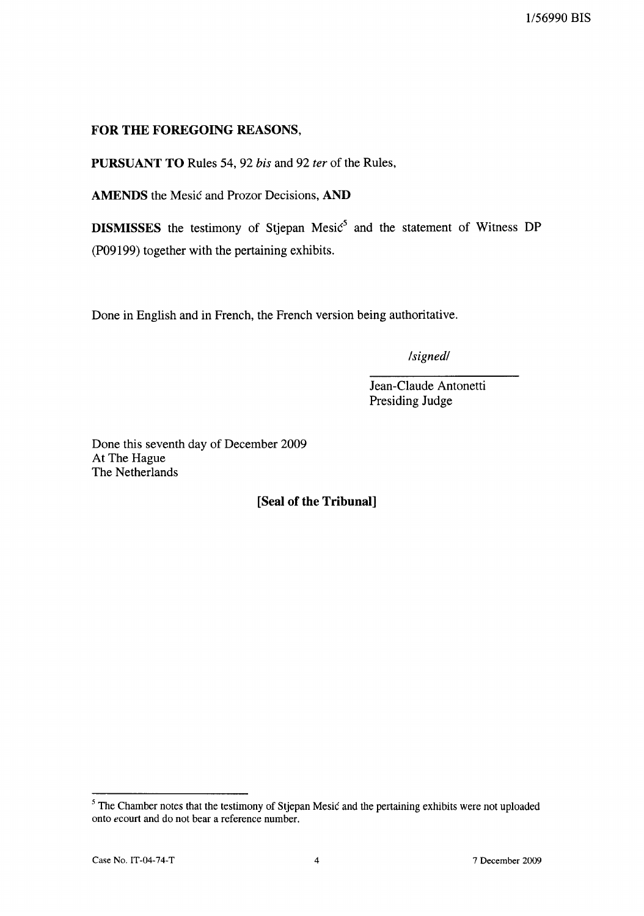**FOR THE FOREGOING REASONS,**

**PURSUANT TO** Rules 54, 92 *bis* and 92 *ter* of the Rules,

**AMENDS** the Mesić and Prozor Decisions, **AND**

**DISMISSES** the testimony of Stjepan Mesić[5] and the statement of Witness DP (P09199) together with the pertaining exhibits.

Done in English and in French, the French version being authoritative.

*/signed/*

Jean-Claude Antonetti
Presiding Judge

Done this seventh day of December 2009
At The Hague
The Netherlands

**[Seal of the Tribunal]**

---

[5] The Chamber notes that the testimony of Stjepan Mesić and the pertaining exhibits were not uploaded onto *e*court and do not bear a reference number.